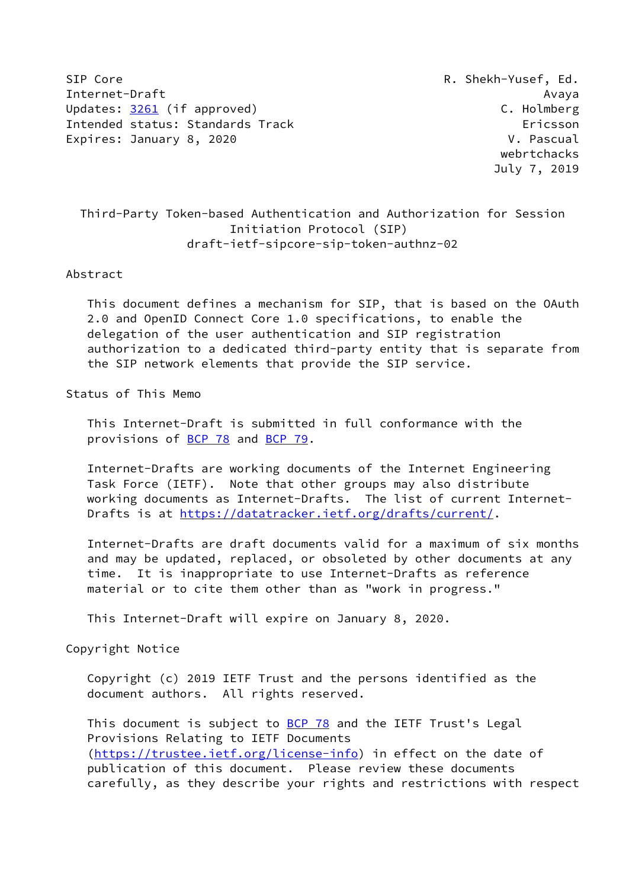SIP Core — R. Shekh-Yusef, Ed.
Internet-Draft — Avaya
Updates: 3261 (if approved) — C. Holmberg
Intended status: Standards Track — Ericsson
Expires: January 8, 2020 — V. Pascual
webrtchacks
July 7, 2019

# Third-Party Token-based Authentication and Authorization for Session Initiation Protocol (SIP)

draft-ietf-sipcore-sip-token-authnz-02

## Abstract

This document defines a mechanism for SIP, that is based on the OAuth 2.0 and OpenID Connect Core 1.0 specifications, to enable the delegation of the user authentication and SIP registration authorization to a dedicated third-party entity that is separate from the SIP network elements that provide the SIP service.

## Status of This Memo

This Internet-Draft is submitted in full conformance with the provisions of BCP 78 and BCP 79.

Internet-Drafts are working documents of the Internet Engineering Task Force (IETF). Note that other groups may also distribute working documents as Internet-Drafts. The list of current Internet-Drafts is at https://datatracker.ietf.org/drafts/current/.

Internet-Drafts are draft documents valid for a maximum of six months and may be updated, replaced, or obsoleted by other documents at any time. It is inappropriate to use Internet-Drafts as reference material or to cite them other than as "work in progress."

This Internet-Draft will expire on January 8, 2020.

## Copyright Notice

Copyright (c) 2019 IETF Trust and the persons identified as the document authors. All rights reserved.

This document is subject to BCP 78 and the IETF Trust's Legal Provisions Relating to IETF Documents (https://trustee.ietf.org/license-info) in effect on the date of publication of this document. Please review these documents carefully, as they describe your rights and restrictions with respect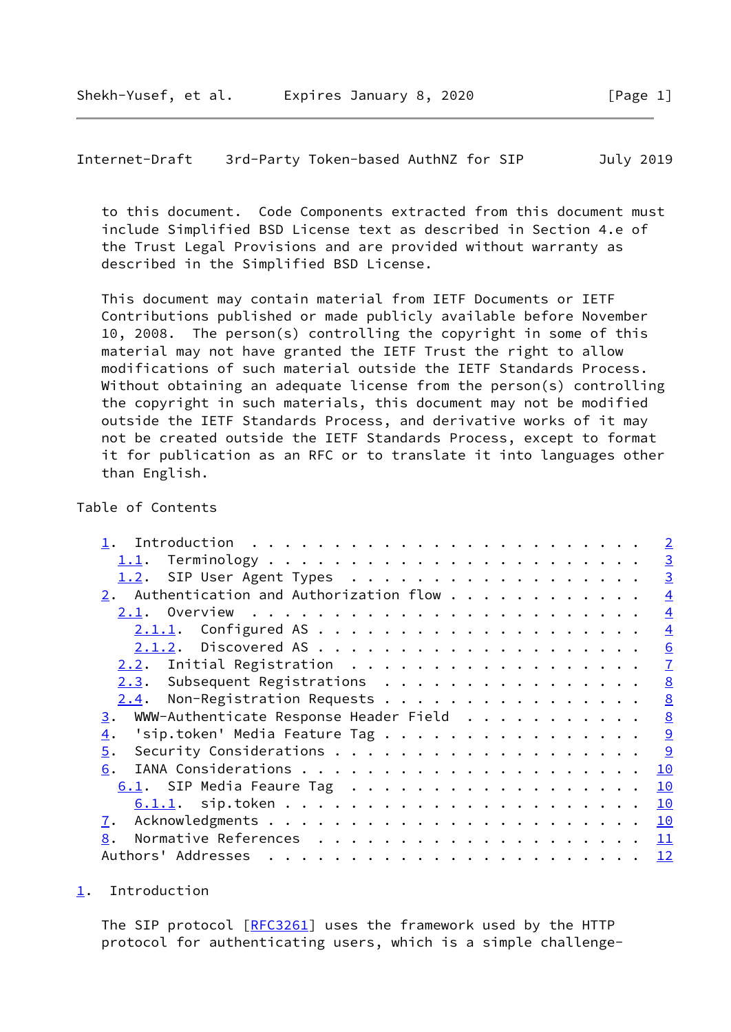to this document.  Code Components extracted from this document must include Simplified BSD License text as described in Section 4.e of the Trust Legal Provisions and are provided without warranty as described in the Simplified BSD License.

This document may contain material from IETF Documents or IETF Contributions published or made publicly available before November 10, 2008.  The person(s) controlling the copyright in some of this material may not have granted the IETF Trust the right to allow modifications of such material outside the IETF Standards Process. Without obtaining an adequate license from the person(s) controlling the copyright in such materials, this document may not be modified outside the IETF Standards Process, and derivative works of it may not be created outside the IETF Standards Process, except to format it for publication as an RFC or to translate it into languages other than English.

Table of Contents

```
   1.  Introduction  . . . . . . . . . . . . . . . . . . . . . . . .   2
     1.1.  Terminology . . . . . . . . . . . . . . . . . . . . . . .   3
     1.2.  SIP User Agent Types  . . . . . . . . . . . . . . . . . .   3
   2.  Authentication and Authorization flow . . . . . . . . . . . .   4
     2.1.  Overview  . . . . . . . . . . . . . . . . . . . . . . . .   4
       2.1.1.  Configured AS . . . . . . . . . . . . . . . . . . . .   4
       2.1.2.  Discovered AS . . . . . . . . . . . . . . . . . . . .   6
     2.2.  Initial Registration  . . . . . . . . . . . . . . . . . .   7
     2.3.  Subsequent Registrations  . . . . . . . . . . . . . . . .   8
     2.4.  Non-Registration Requests . . . . . . . . . . . . . . . .   8
   3.  WWW-Authenticate Response Header Field  . . . . . . . . . . .   8
   4.  'sip.token' Media Feature Tag . . . . . . . . . . . . . . . .   9
   5.  Security Considerations . . . . . . . . . . . . . . . . . . .   9
   6.  IANA Considerations . . . . . . . . . . . . . . . . . . . . .  10
     6.1.  SIP Media Feaure Tag  . . . . . . . . . . . . . . . . . .  10
       6.1.1.  sip.token . . . . . . . . . . . . . . . . . . . . . .  10
   7.  Acknowledgments . . . . . . . . . . . . . . . . . . . . . . .  10
   8.  Normative References  . . . . . . . . . . . . . . . . . . . .  11
   Authors' Addresses  . . . . . . . . . . . . . . . . . . . . . . .  12
```

# 1. Introduction

The SIP protocol [RFC3261] uses the framework used by the HTTP protocol for authenticating users, which is a simple challenge-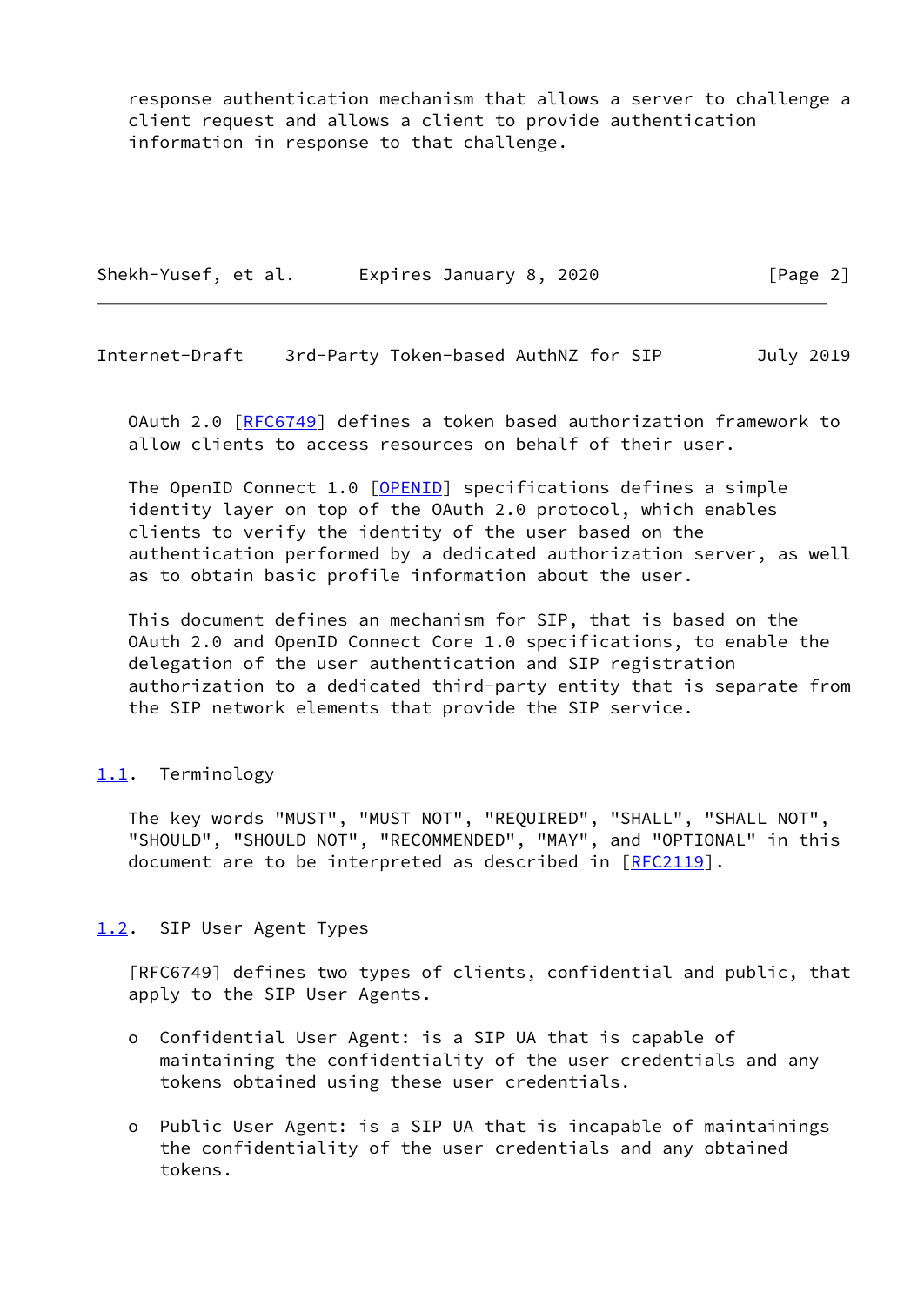response authentication mechanism that allows a server to challenge a client request and allows a client to provide authentication information in response to that challenge.

OAuth 2.0 [RFC6749] defines a token based authorization framework to allow clients to access resources on behalf of their user.

The OpenID Connect 1.0 [OPENID] specifications defines a simple identity layer on top of the OAuth 2.0 protocol, which enables clients to verify the identity of the user based on the authentication performed by a dedicated authorization server, as well as to obtain basic profile information about the user.

This document defines an mechanism for SIP, that is based on the OAuth 2.0 and OpenID Connect Core 1.0 specifications, to enable the delegation of the user authentication and SIP registration authorization to a dedicated third-party entity that is separate from the SIP network elements that provide the SIP service.

### 1.1. Terminology

The key words "MUST", "MUST NOT", "REQUIRED", "SHALL", "SHALL NOT", "SHOULD", "SHOULD NOT", "RECOMMENDED", "MAY", and "OPTIONAL" in this document are to be interpreted as described in [RFC2119].

### 1.2. SIP User Agent Types

[RFC6749] defines two types of clients, confidential and public, that apply to the SIP User Agents.

- Confidential User Agent: is a SIP UA that is capable of maintaining the confidentiality of the user credentials and any tokens obtained using these user credentials.

- Public User Agent: is a SIP UA that is incapable of maintainings the confidentiality of the user credentials and any obtained tokens.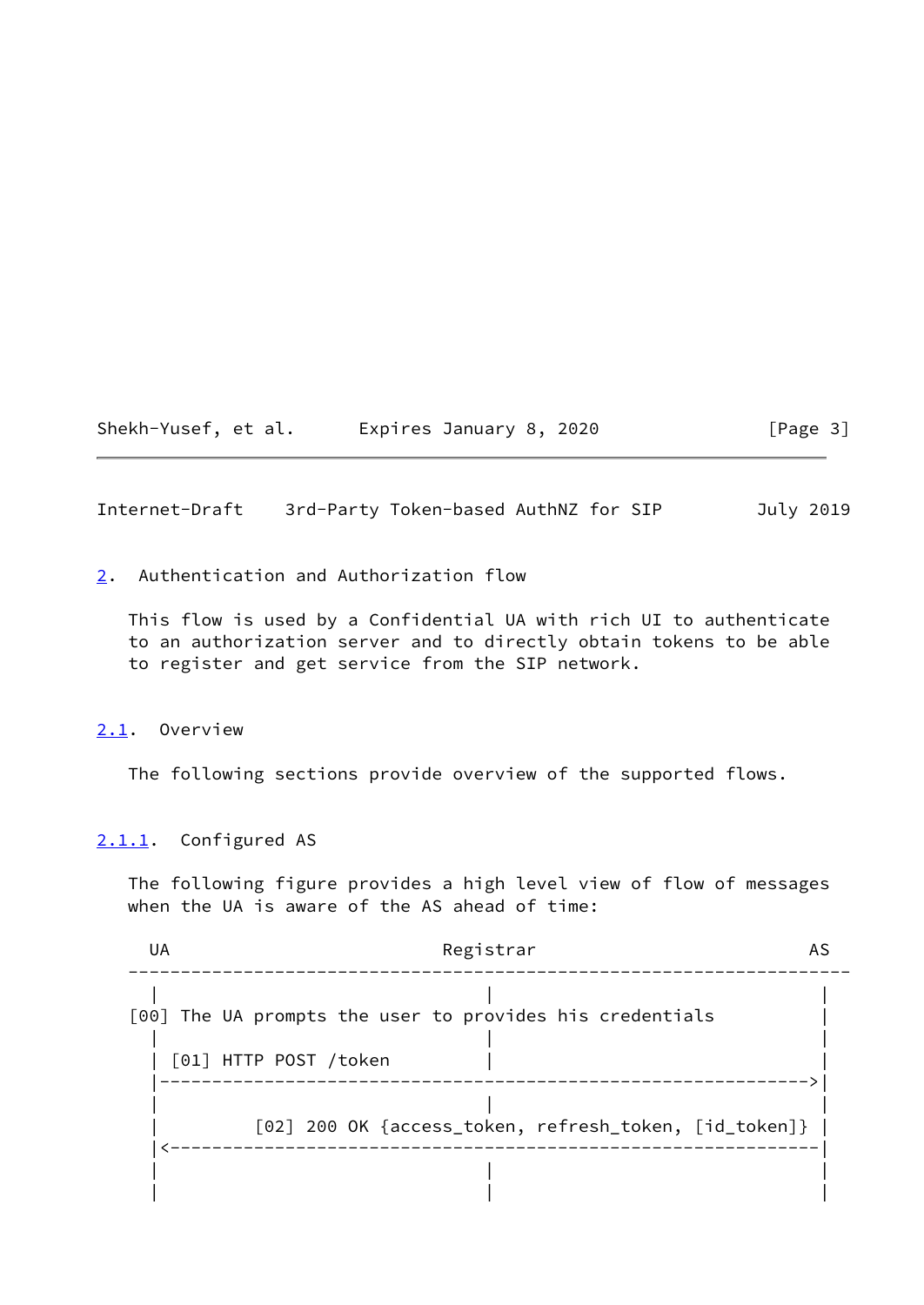## 2. Authentication and Authorization flow

This flow is used by a Confidential UA with rich UI to authenticate to an authorization server and to directly obtain tokens to be able to register and get service from the SIP network.

### 2.1. Overview

The following sections provide overview of the supported flows.

#### 2.1.1. Configured AS

The following figure provides a high level view of flow of messages when the UA is aware of the AS ahead of time:

```
  UA                           Registrar                          AS
---------------------------------------------------------------------
  |                               |                                |
[00] The UA prompts the user to provides his credentials          |
  |                               |                                |
  | [01] HTTP POST /token         |                                |
  |--------------------------------------------------------------->|
  |                               |                                |
  |         [02] 200 OK {access_token, refresh_token, [id_token]} |
  |<---------------------------------------------------------------|
  |                               |                                |
  |                               |                                |
```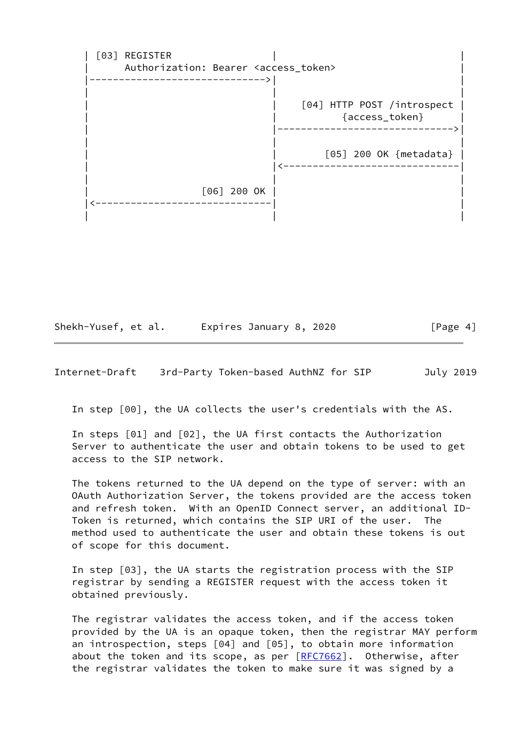```
   | [03] REGISTER                 |                              |
   |      Authorization: Bearer <access_token>                    |
   |------------------------------>|                              |
   |                               |                              |
   |                               |    [04] HTTP POST /introspect |
   |                               |           {access_token}     |
   |                               |------------------------------>|
   |                               |                              |
   |                               |        [05] 200 OK {metadata} |
   |                               |<------------------------------|
   |                               |                              |
   |                   [06] 200 OK |                              |
   |<------------------------------|                              |
   |                               |                              |
```

In step [00], the UA collects the user's credentials with the AS.

In steps [01] and [02], the UA first contacts the Authorization Server to authenticate the user and obtain tokens to be used to get access to the SIP network.

The tokens returned to the UA depend on the type of server: with an OAuth Authorization Server, the tokens provided are the access token and refresh token. With an OpenID Connect server, an additional ID-Token is returned, which contains the SIP URI of the user. The method used to authenticate the user and obtain these tokens is out of scope for this document.

In step [03], the UA starts the registration process with the SIP registrar by sending a REGISTER request with the access token it obtained previously.

The registrar validates the access token, and if the access token provided by the UA is an opaque token, then the registrar MAY perform an introspection, steps [04] and [05], to obtain more information about the token and its scope, as per [RFC7662]. Otherwise, after the registrar validates the token to make sure it was signed by a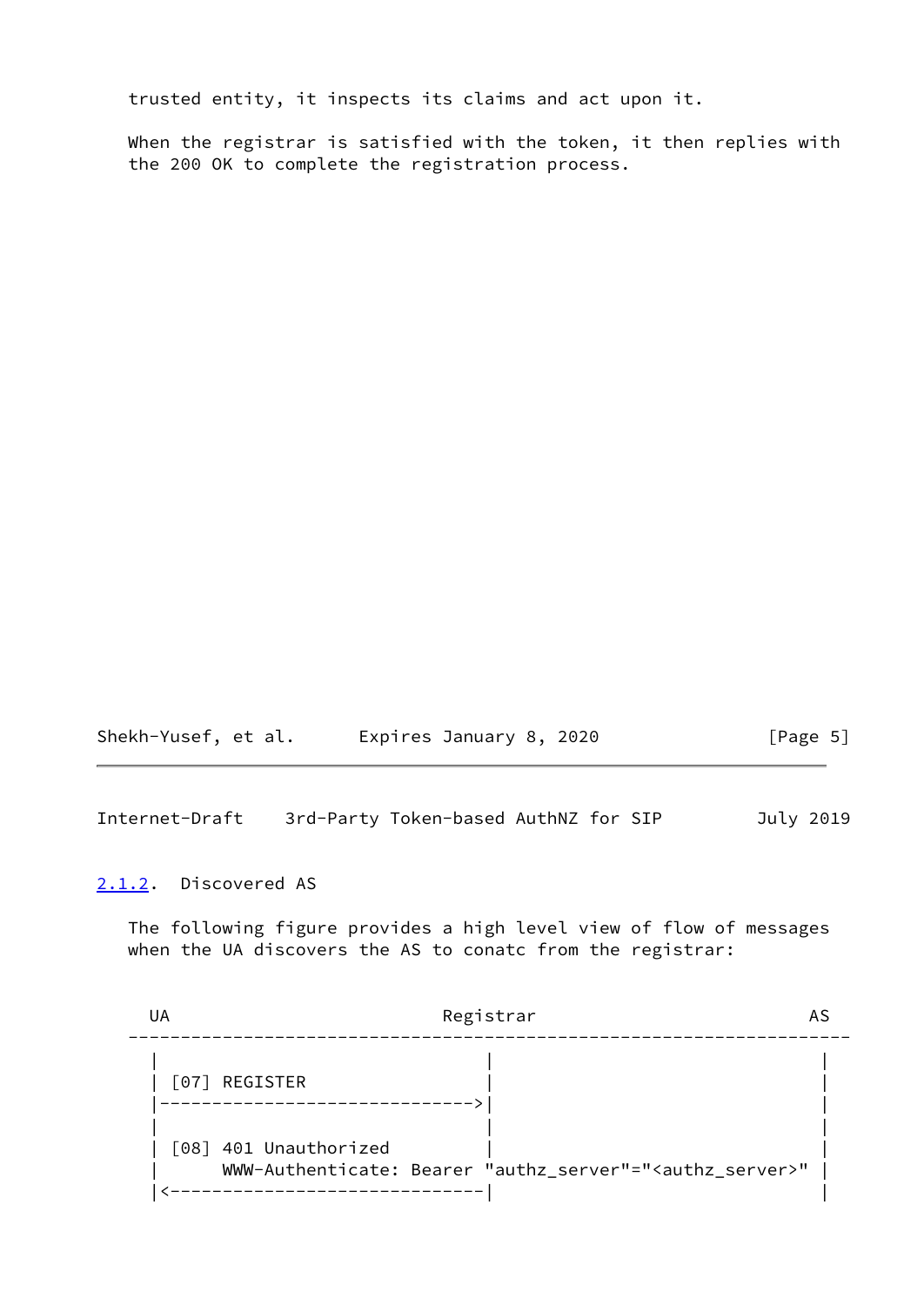trusted entity, it inspects its claims and act upon it.

When the registrar is satisfied with the token, it then replies with the 200 OK to complete the registration process.

### 2.1.2. Discovered AS

The following figure provides a high level view of flow of messages when the UA discovers the AS to conatc from the registrar:

```
  UA                            Registrar                        AS
---------------------------------------------------------------------
  |                                |                              |
  | [07] REGISTER                  |                              |
  |------------------------------->|                              |
  |                                |                              |
  | [08] 401 Unauthorized          |                              |
  |      WWW-Authenticate: Bearer "authz_server"="<authz_server>" |
  |<-------------------------------|                              |
```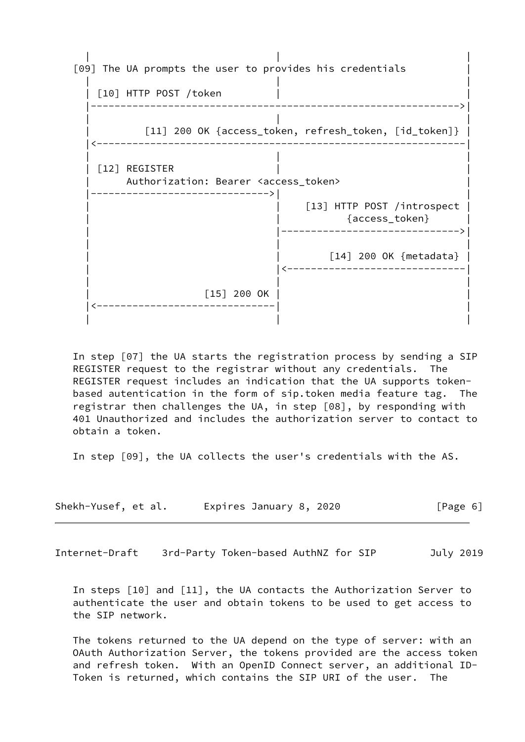```
      |                               |                             |
   [09] The UA prompts the user to provides his credentials         |
      |                               |                             |
      | [10] HTTP POST /token         |                             |
      |------------------------------------------------------------>|
      |                               |                             |
      |         [11] 200 OK {access_token, refresh_token, [id_token]} |
      |<------------------------------------------------------------|
      |                               |                             |
      | [12] REGISTER                 |                             |
      |      Authorization: Bearer <access_token>                   |
      |------------------------------>|                             |
      |                               |    [13] HTTP POST /introspect |
      |                               |          {access_token}     |
      |                               |---------------------------->|
      |                               |                             |
      |                               |        [14] 200 OK {metadata} |
      |                               |<----------------------------|
      |                               |                             |
      |                   [15] 200 OK |                             |
      |<------------------------------|                             |
      |                               |                             |
```

In step [07] the UA starts the registration process by sending a SIP REGISTER request to the registrar without any credentials. The REGISTER request includes an indication that the UA supports token-based autentication in the form of sip.token media feature tag. The registrar then challenges the UA, in step [08], by responding with 401 Unauthorized and includes the authorization server to contact to obtain a token.

In step [09], the UA collects the user's credentials with the AS.

In steps [10] and [11], the UA contacts the Authorization Server to authenticate the user and obtain tokens to be used to get access to the SIP network.

The tokens returned to the UA depend on the type of server: with an OAuth Authorization Server, the tokens provided are the access token and refresh token. With an OpenID Connect server, an additional ID-Token is returned, which contains the SIP URI of the user. The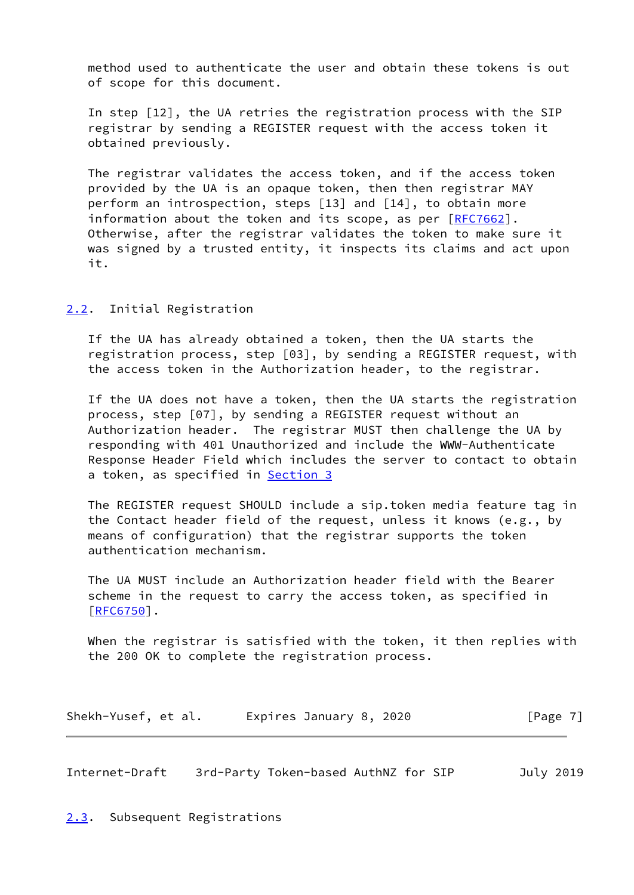method used to authenticate the user and obtain these tokens is out of scope for this document.

In step [12], the UA retries the registration process with the SIP registrar by sending a REGISTER request with the access token it obtained previously.

The registrar validates the access token, and if the access token provided by the UA is an opaque token, then then registrar MAY perform an introspection, steps [13] and [14], to obtain more information about the token and its scope, as per [RFC7662]. Otherwise, after the registrar validates the token to make sure it was signed by a trusted entity, it inspects its claims and act upon it.

## 2.2. Initial Registration

If the UA has already obtained a token, then the UA starts the registration process, step [03], by sending a REGISTER request, with the access token in the Authorization header, to the registrar.

If the UA does not have a token, then the UA starts the registration process, step [07], by sending a REGISTER request without an Authorization header. The registrar MUST then challenge the UA by responding with 401 Unauthorized and include the WWW-Authenticate Response Header Field which includes the server to contact to obtain a token, as specified in Section 3

The REGISTER request SHOULD include a sip.token media feature tag in the Contact header field of the request, unless it knows (e.g., by means of configuration) that the registrar supports the token authentication mechanism.

The UA MUST include an Authorization header field with the Bearer scheme in the request to carry the access token, as specified in [RFC6750].

When the registrar is satisfied with the token, it then replies with the 200 OK to complete the registration process.

## 2.3. Subsequent Registrations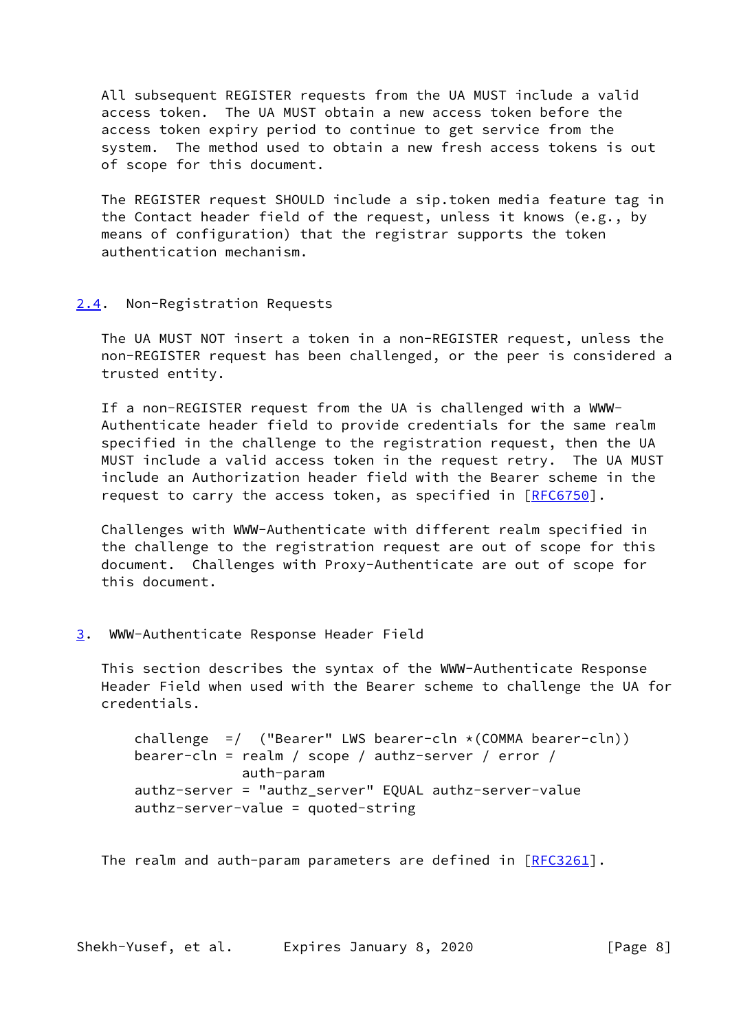All subsequent REGISTER requests from the UA MUST include a valid access token. The UA MUST obtain a new access token before the access token expiry period to continue to get service from the system. The method used to obtain a new fresh access tokens is out of scope for this document.

The REGISTER request SHOULD include a sip.token media feature tag in the Contact header field of the request, unless it knows (e.g., by means of configuration) that the registrar supports the token authentication mechanism.

### 2.4. Non-Registration Requests

The UA MUST NOT insert a token in a non-REGISTER request, unless the non-REGISTER request has been challenged, or the peer is considered a trusted entity.

If a non-REGISTER request from the UA is challenged with a WWW-Authenticate header field to provide credentials for the same realm specified in the challenge to the registration request, then the UA MUST include a valid access token in the request retry. The UA MUST include an Authorization header field with the Bearer scheme in the request to carry the access token, as specified in [RFC6750].

Challenges with WWW-Authenticate with different realm specified in the challenge to the registration request are out of scope for this document. Challenges with Proxy-Authenticate are out of scope for this document.

## 3. WWW-Authenticate Response Header Field

This section describes the syntax of the WWW-Authenticate Response Header Field when used with the Bearer scheme to challenge the UA for credentials.

```
challenge  =/  ("Bearer" LWS bearer-cln *(COMMA bearer-cln))
bearer-cln = realm / scope / authz-server / error /
             auth-param
authz-server = "authz_server" EQUAL authz-server-value
authz-server-value = quoted-string
```

The realm and auth-param parameters are defined in [RFC3261].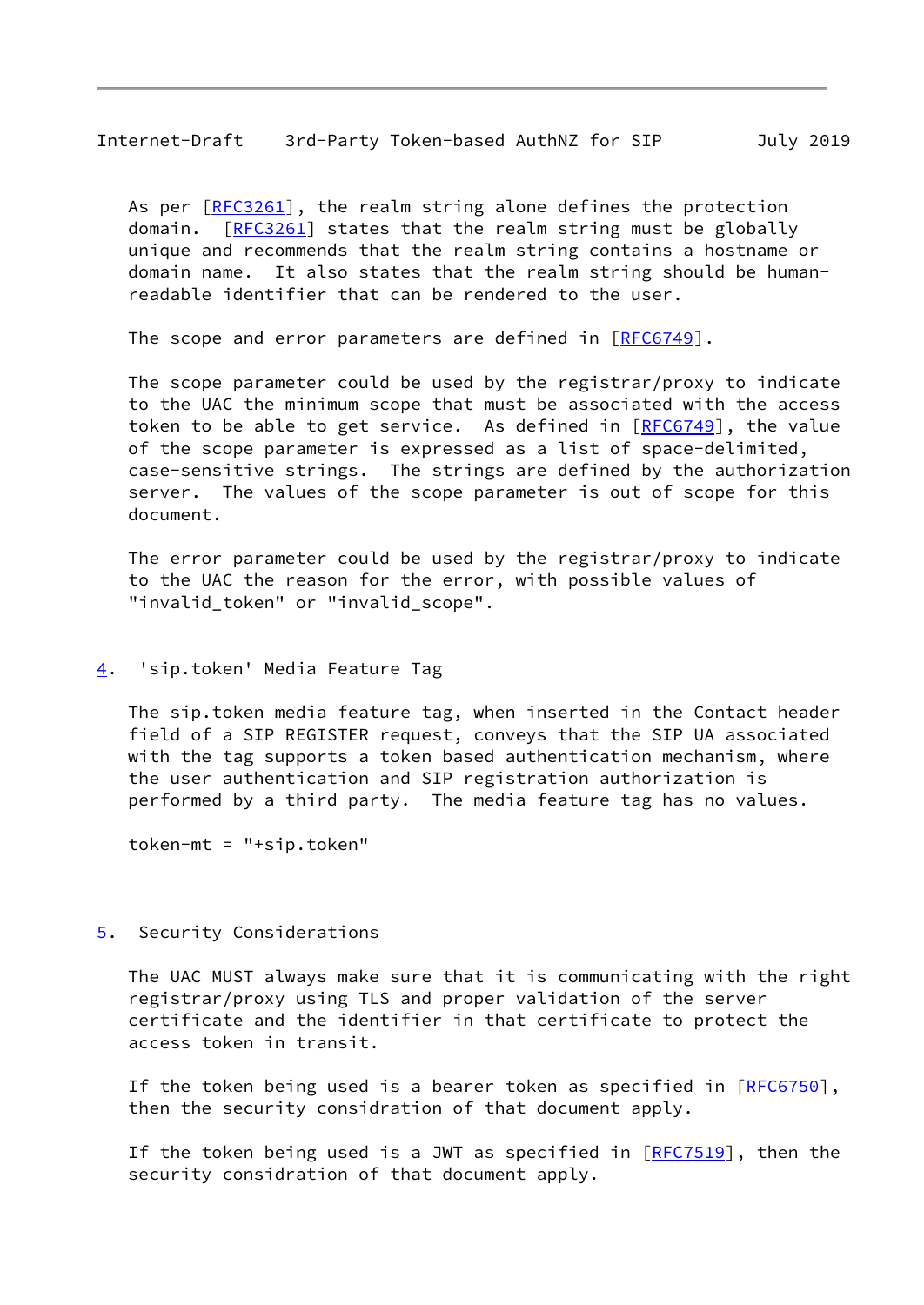As per [RFC3261], the realm string alone defines the protection domain. [RFC3261] states that the realm string must be globally unique and recommends that the realm string contains a hostname or domain name. It also states that the realm string should be human-readable identifier that can be rendered to the user.

The scope and error parameters are defined in [RFC6749].

The scope parameter could be used by the registrar/proxy to indicate to the UAC the minimum scope that must be associated with the access token to be able to get service. As defined in [RFC6749], the value of the scope parameter is expressed as a list of space-delimited, case-sensitive strings. The strings are defined by the authorization server. The values of the scope parameter is out of scope for this document.

The error parameter could be used by the registrar/proxy to indicate to the UAC the reason for the error, with possible values of "invalid_token" or "invalid_scope".

## 4. 'sip.token' Media Feature Tag

The sip.token media feature tag, when inserted in the Contact header field of a SIP REGISTER request, conveys that the SIP UA associated with the tag supports a token based authentication mechanism, where the user authentication and SIP registration authorization is performed by a third party. The media feature tag has no values.

```
token-mt = "+sip.token"
```

## 5. Security Considerations

The UAC MUST always make sure that it is communicating with the right registrar/proxy using TLS and proper validation of the server certificate and the identifier in that certificate to protect the access token in transit.

If the token being used is a bearer token as specified in [RFC6750], then the security considration of that document apply.

If the token being used is a JWT as specified in [RFC7519], then the security considration of that document apply.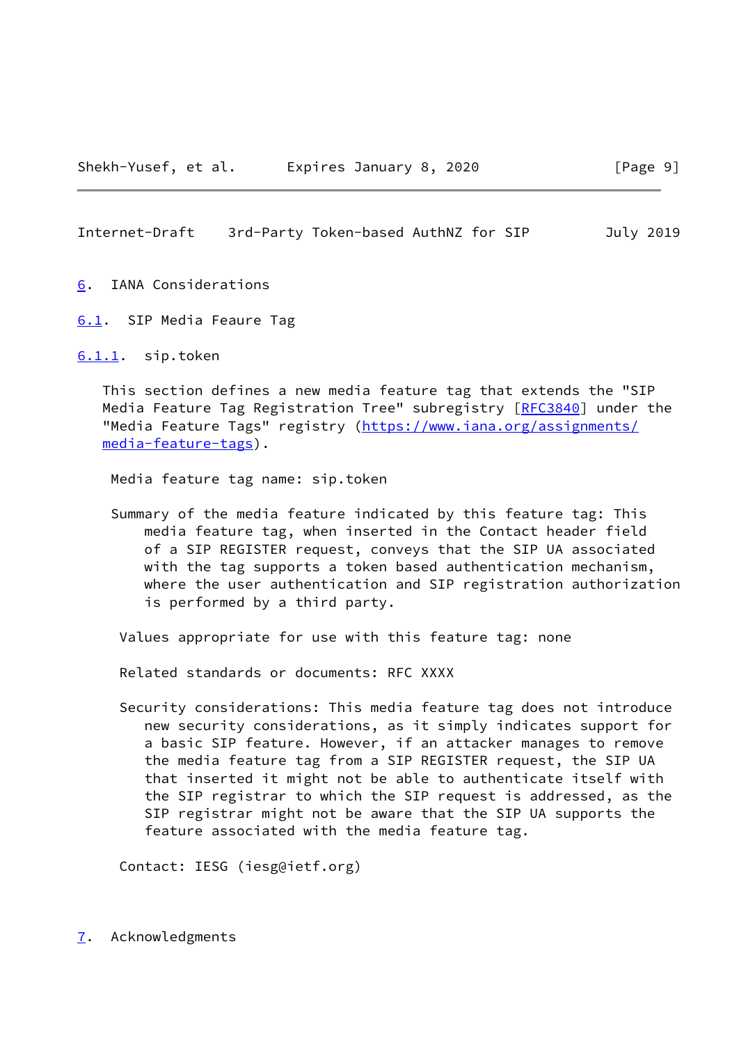# 6. IANA Considerations

## 6.1. SIP Media Feaure Tag

### 6.1.1. sip.token

This section defines a new media feature tag that extends the "SIP Media Feature Tag Registration Tree" subregistry [RFC3840] under the "Media Feature Tags" registry (https://www.iana.org/assignments/media-feature-tags).

Media feature tag name: sip.token

Summary of the media feature indicated by this feature tag: This media feature tag, when inserted in the Contact header field of a SIP REGISTER request, conveys that the SIP UA associated with the tag supports a token based authentication mechanism, where the user authentication and SIP registration authorization is performed by a third party.

Values appropriate for use with this feature tag: none

Related standards or documents: RFC XXXX

Security considerations: This media feature tag does not introduce new security considerations, as it simply indicates support for a basic SIP feature. However, if an attacker manages to remove the media feature tag from a SIP REGISTER request, the SIP UA that inserted it might not be able to authenticate itself with the SIP registrar to which the SIP request is addressed, as the SIP registrar might not be aware that the SIP UA supports the feature associated with the media feature tag.

Contact: IESG (iesg@ietf.org)

# 7. Acknowledgments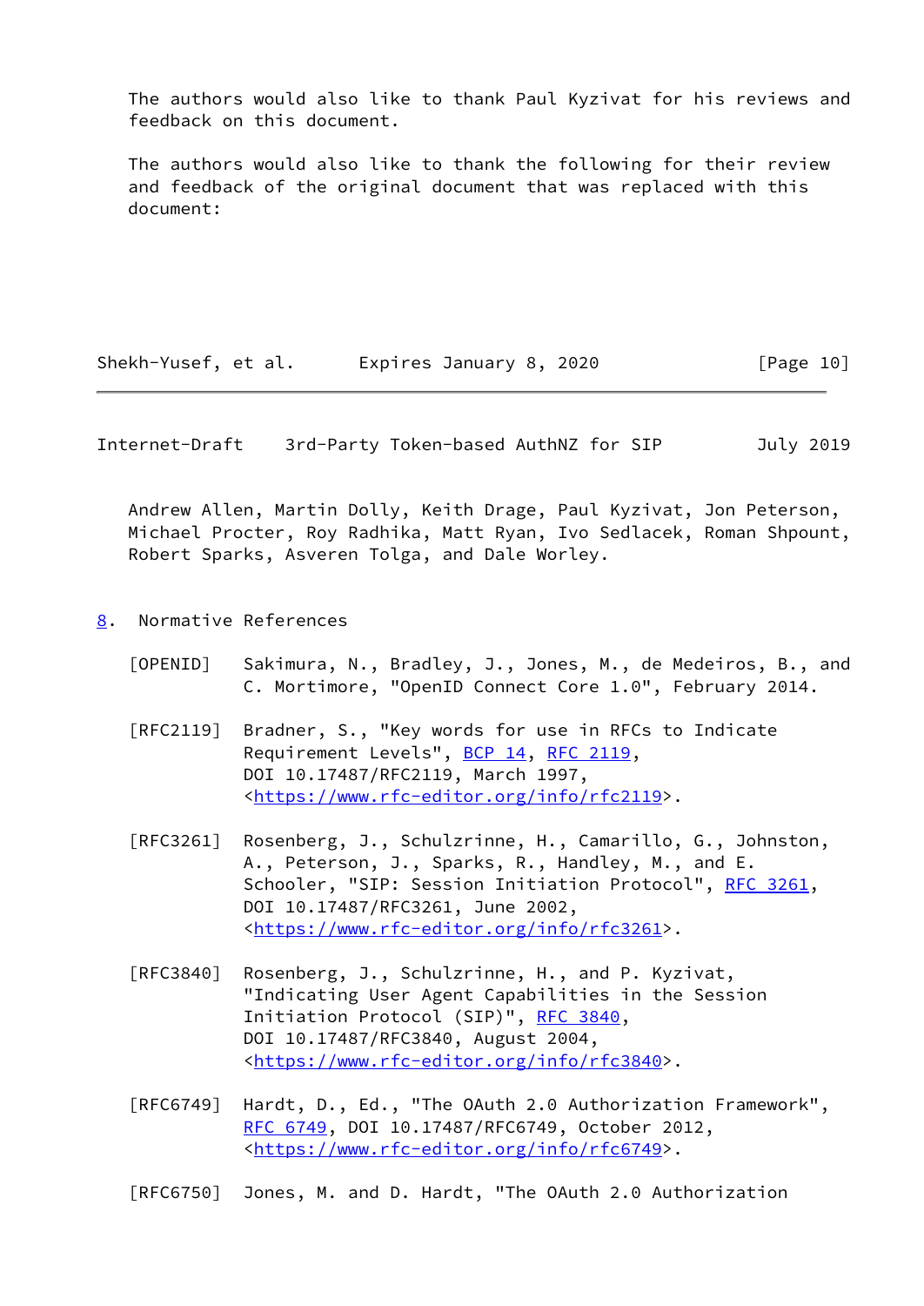The authors would also like to thank Paul Kyzivat for his reviews and feedback on this document.

The authors would also like to thank the following for their review and feedback of the original document that was replaced with this document:

Andrew Allen, Martin Dolly, Keith Drage, Paul Kyzivat, Jon Peterson, Michael Procter, Roy Radhika, Matt Ryan, Ivo Sedlacek, Roman Shpount, Robert Sparks, Asveren Tolga, and Dale Worley.

## 8. Normative References

[OPENID] Sakimura, N., Bradley, J., Jones, M., de Medeiros, B., and C. Mortimore, "OpenID Connect Core 1.0", February 2014.

[RFC2119] Bradner, S., "Key words for use in RFCs to Indicate Requirement Levels", BCP 14, RFC 2119, DOI 10.17487/RFC2119, March 1997, <https://www.rfc-editor.org/info/rfc2119>.

[RFC3261] Rosenberg, J., Schulzrinne, H., Camarillo, G., Johnston, A., Peterson, J., Sparks, R., Handley, M., and E. Schooler, "SIP: Session Initiation Protocol", RFC 3261, DOI 10.17487/RFC3261, June 2002, <https://www.rfc-editor.org/info/rfc3261>.

[RFC3840] Rosenberg, J., Schulzrinne, H., and P. Kyzivat, "Indicating User Agent Capabilities in the Session Initiation Protocol (SIP)", RFC 3840, DOI 10.17487/RFC3840, August 2004, <https://www.rfc-editor.org/info/rfc3840>.

[RFC6749] Hardt, D., Ed., "The OAuth 2.0 Authorization Framework", RFC 6749, DOI 10.17487/RFC6749, October 2012, <https://www.rfc-editor.org/info/rfc6749>.

[RFC6750] Jones, M. and D. Hardt, "The OAuth 2.0 Authorization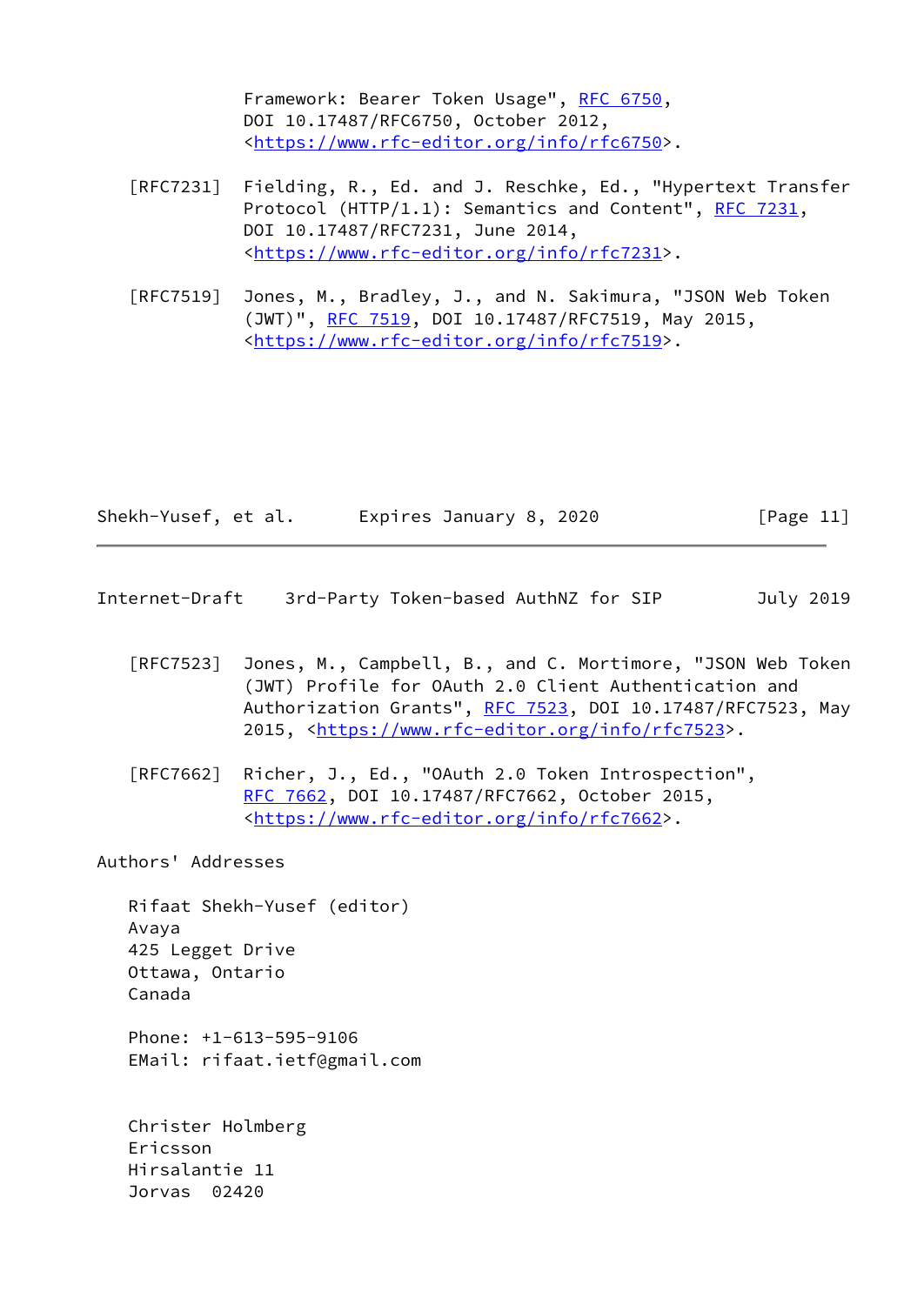Framework: Bearer Token Usage", RFC 6750, DOI 10.17487/RFC6750, October 2012, <https://www.rfc-editor.org/info/rfc6750>.

[RFC7231] Fielding, R., Ed. and J. Reschke, Ed., "Hypertext Transfer Protocol (HTTP/1.1): Semantics and Content", RFC 7231, DOI 10.17487/RFC7231, June 2014, <https://www.rfc-editor.org/info/rfc7231>.

[RFC7519] Jones, M., Bradley, J., and N. Sakimura, "JSON Web Token (JWT)", RFC 7519, DOI 10.17487/RFC7519, May 2015, <https://www.rfc-editor.org/info/rfc7519>.

[RFC7523] Jones, M., Campbell, B., and C. Mortimore, "JSON Web Token (JWT) Profile for OAuth 2.0 Client Authentication and Authorization Grants", RFC 7523, DOI 10.17487/RFC7523, May 2015, <https://www.rfc-editor.org/info/rfc7523>.

[RFC7662] Richer, J., Ed., "OAuth 2.0 Token Introspection", RFC 7662, DOI 10.17487/RFC7662, October 2015, <https://www.rfc-editor.org/info/rfc7662>.

Authors' Addresses

Rifaat Shekh-Yusef (editor)
Avaya
425 Legget Drive
Ottawa, Ontario
Canada

Phone: +1-613-595-9106
EMail: rifaat.ietf@gmail.com

Christer Holmberg
Ericsson
Hirsalantie 11
Jorvas  02420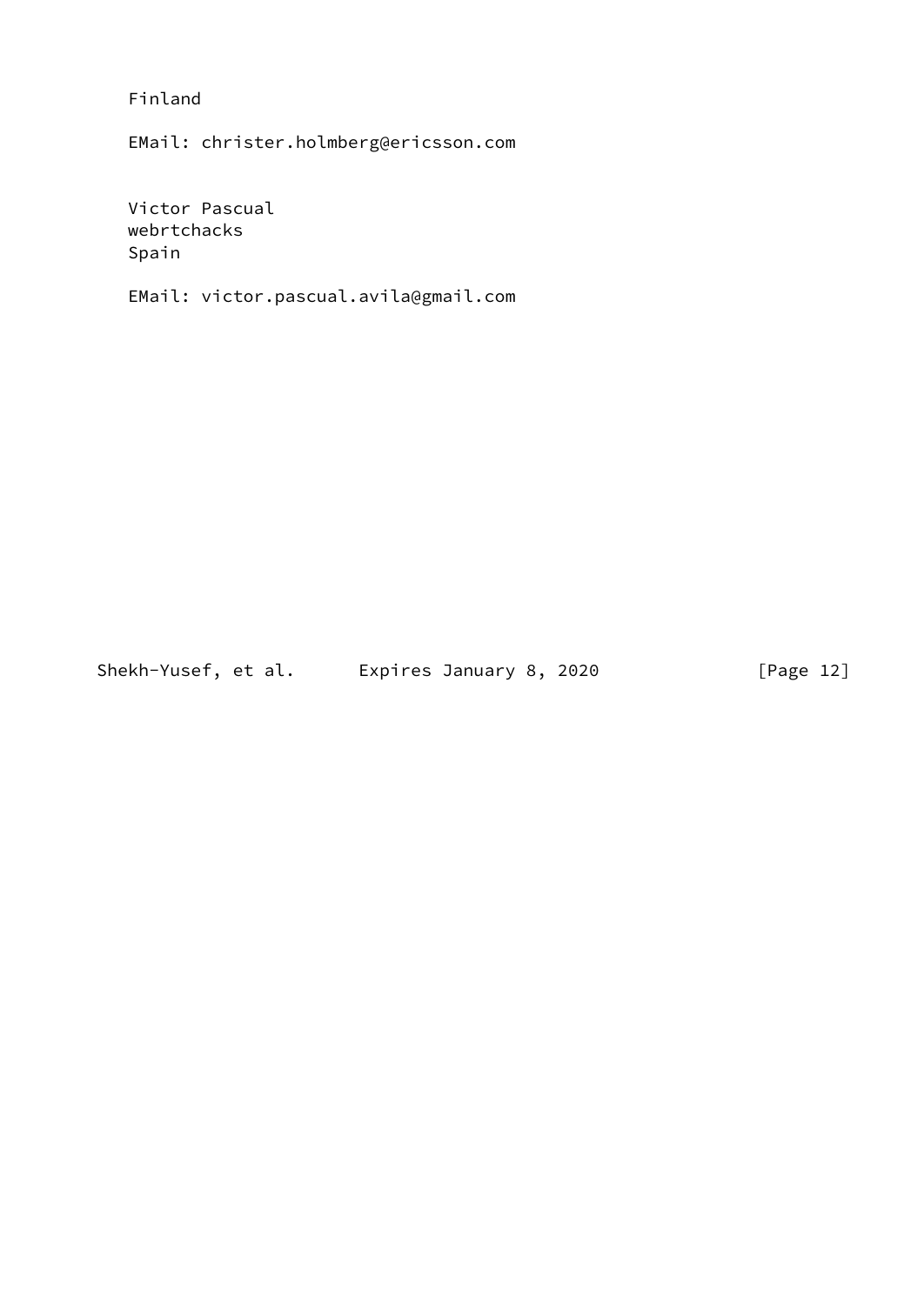Finland

EMail: christer.holmberg@ericsson.com

Victor Pascual
webrtchacks
Spain

EMail: victor.pascual.avila@gmail.com